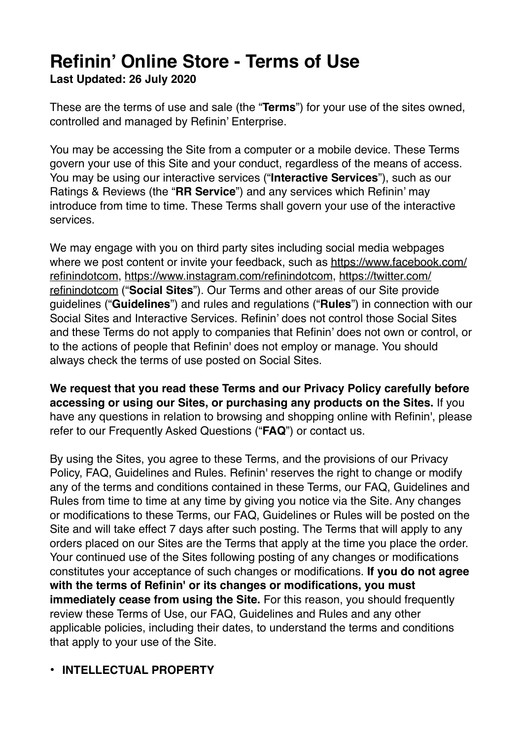# Refinin' Online Store - Terms of Use

**Last Updated: 26 July 2020**

These are the terms of use and sale (the "**Terms**") for your use of the sites owned, controlled and managed by Refinin' Enterprise.

You may be accessing the Site from a computer or a mobile device. These Terms govern your use of this Site and your conduct, regardless of the means of access. You may be using our interactive services ("**Interactive Services**"), such as our Ratings & Reviews (the "**RR Service**") and any services which Refinin' may introduce from time to time. These Terms shall govern your use of the interactive services.

We may engage with you on third party sites including social media webpages where we post content or invite your feedback, such as https://www.facebook.com/refinindotcom, https://www.instagram.com/refinindotcom, https://twitter.com/refinindotcom ("**Social Sites**"). Our Terms and other areas of our Site provide guidelines ("**Guidelines**") and rules and regulations ("**Rules**") in connection with our Social Sites and Interactive Services. Refinin' does not control those Social Sites and these Terms do not apply to companies that Refinin' does not own or control, or to the actions of people that Refinin' does not employ or manage. You should always check the terms of use posted on Social Sites.

**We request that you read these Terms and our Privacy Policy carefully before accessing or using our Sites, or purchasing any products on the Sites.** If you have any questions in relation to browsing and shopping online with Refinin', please refer to our Frequently Asked Questions ("**FAQ**") or contact us.

By using the Sites, you agree to these Terms, and the provisions of our Privacy Policy, FAQ, Guidelines and Rules. Refinin' reserves the right to change or modify any of the terms and conditions contained in these Terms, our FAQ, Guidelines and Rules from time to time at any time by giving you notice via the Site. Any changes or modifications to these Terms, our FAQ, Guidelines or Rules will be posted on the Site and will take effect 7 days after such posting. The Terms that will apply to any orders placed on our Sites are the Terms that apply at the time you place the order. Your continued use of the Sites following posting of any changes or modifications constitutes your acceptance of such changes or modifications. **If you do not agree with the terms of Refinin' or its changes or modifications, you must immediately cease from using the Site.** For this reason, you should frequently review these Terms of Use, our FAQ, Guidelines and Rules and any other applicable policies, including their dates, to understand the terms and conditions that apply to your use of the Site.

- **INTELLECTUAL PROPERTY**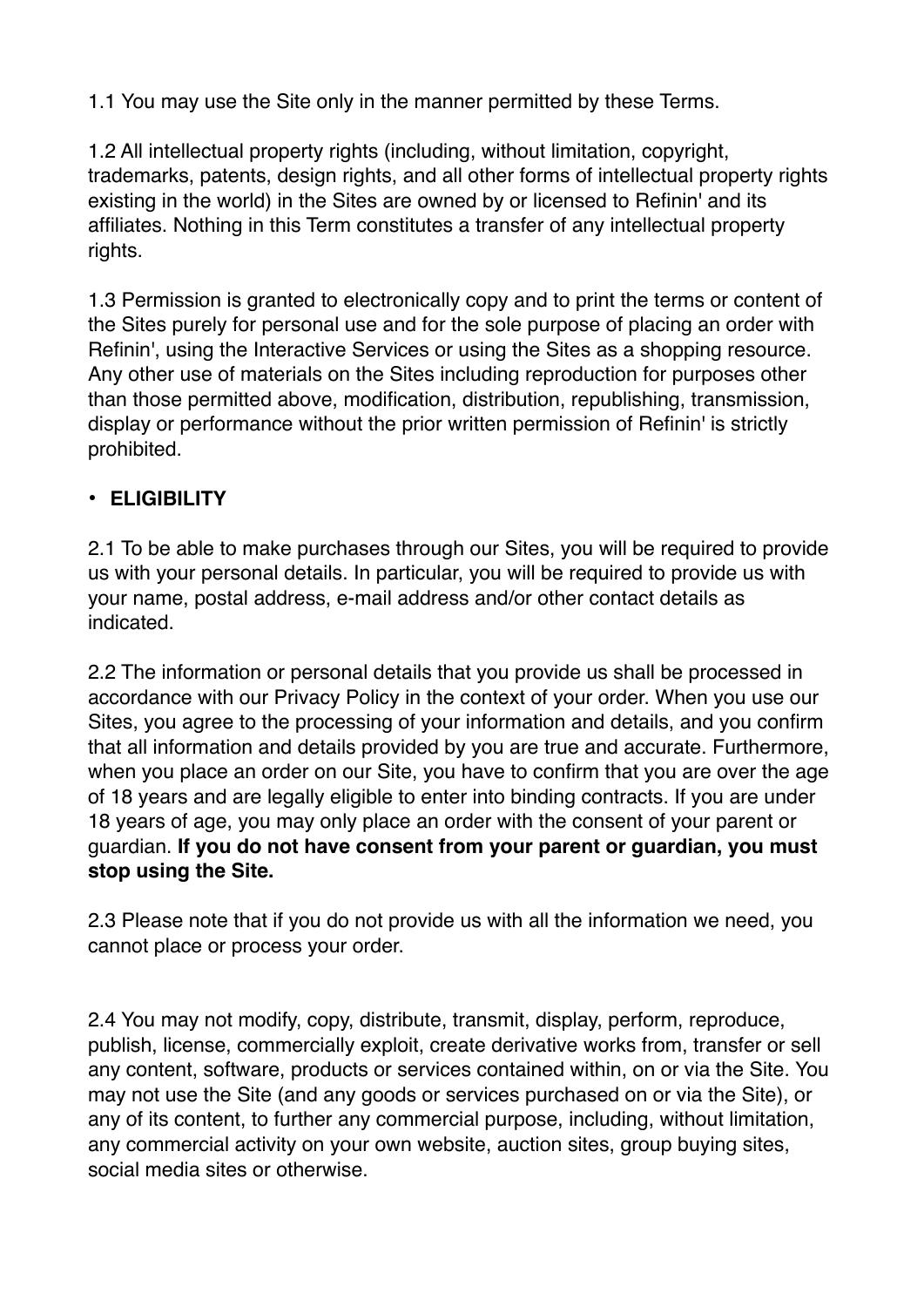1.1 You may use the Site only in the manner permitted by these Terms.

1.2 All intellectual property rights (including, without limitation, copyright, trademarks, patents, design rights, and all other forms of intellectual property rights existing in the world) in the Sites are owned by or licensed to Refinin' and its affiliates. Nothing in this Term constitutes a transfer of any intellectual property rights.

1.3 Permission is granted to electronically copy and to print the terms or content of the Sites purely for personal use and for the sole purpose of placing an order with Refinin', using the Interactive Services or using the Sites as a shopping resource. Any other use of materials on the Sites including reproduction for purposes other than those permitted above, modification, distribution, republishing, transmission, display or performance without the prior written permission of Refinin' is strictly prohibited.

- **ELIGIBILITY**

2.1 To be able to make purchases through our Sites, you will be required to provide us with your personal details. In particular, you will be required to provide us with your name, postal address, e-mail address and/or other contact details as indicated.

2.2 The information or personal details that you provide us shall be processed in accordance with our Privacy Policy in the context of your order. When you use our Sites, you agree to the processing of your information and details, and you confirm that all information and details provided by you are true and accurate. Furthermore, when you place an order on our Site, you have to confirm that you are over the age of 18 years and are legally eligible to enter into binding contracts. If you are under 18 years of age, you may only place an order with the consent of your parent or guardian. **If you do not have consent from your parent or guardian, you must stop using the Site.**

2.3 Please note that if you do not provide us with all the information we need, you cannot place or process your order.

2.4 You may not modify, copy, distribute, transmit, display, perform, reproduce, publish, license, commercially exploit, create derivative works from, transfer or sell any content, software, products or services contained within, on or via the Site. You may not use the Site (and any goods or services purchased on or via the Site), or any of its content, to further any commercial purpose, including, without limitation, any commercial activity on your own website, auction sites, group buying sites, social media sites or otherwise.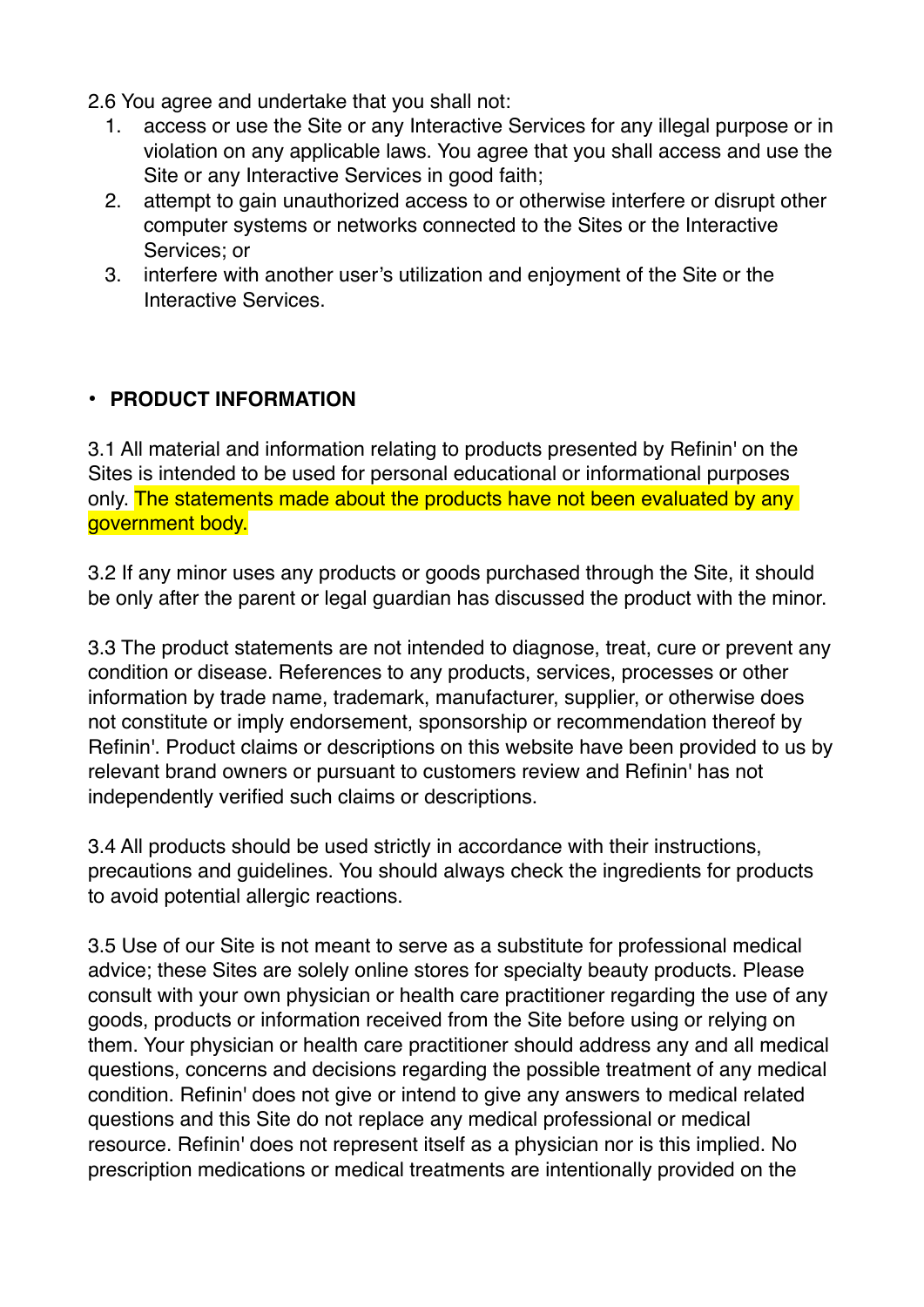2.6 You agree and undertake that you shall not:

1. access or use the Site or any Interactive Services for any illegal purpose or in violation on any applicable laws. You agree that you shall access and use the Site or any Interactive Services in good faith;
2. attempt to gain unauthorized access to or otherwise interfere or disrupt other computer systems or networks connected to the Sites or the Interactive Services; or
3. interfere with another user's utilization and enjoyment of the Site or the Interactive Services.

- **PRODUCT INFORMATION**

3.1 All material and information relating to products presented by Refinin' on the Sites is intended to be used for personal educational or informational purposes only. The statements made about the products have not been evaluated by any government body.

3.2 If any minor uses any products or goods purchased through the Site, it should be only after the parent or legal guardian has discussed the product with the minor.

3.3 The product statements are not intended to diagnose, treat, cure or prevent any condition or disease. References to any products, services, processes or other information by trade name, trademark, manufacturer, supplier, or otherwise does not constitute or imply endorsement, sponsorship or recommendation thereof by Refinin'. Product claims or descriptions on this website have been provided to us by relevant brand owners or pursuant to customers review and Refinin' has not independently verified such claims or descriptions.

3.4 All products should be used strictly in accordance with their instructions, precautions and guidelines. You should always check the ingredients for products to avoid potential allergic reactions.

3.5 Use of our Site is not meant to serve as a substitute for professional medical advice; these Sites are solely online stores for specialty beauty products. Please consult with your own physician or health care practitioner regarding the use of any goods, products or information received from the Site before using or relying on them. Your physician or health care practitioner should address any and all medical questions, concerns and decisions regarding the possible treatment of any medical condition. Refinin' does not give or intend to give any answers to medical related questions and this Site do not replace any medical professional or medical resource. Refinin' does not represent itself as a physician nor is this implied. No prescription medications or medical treatments are intentionally provided on the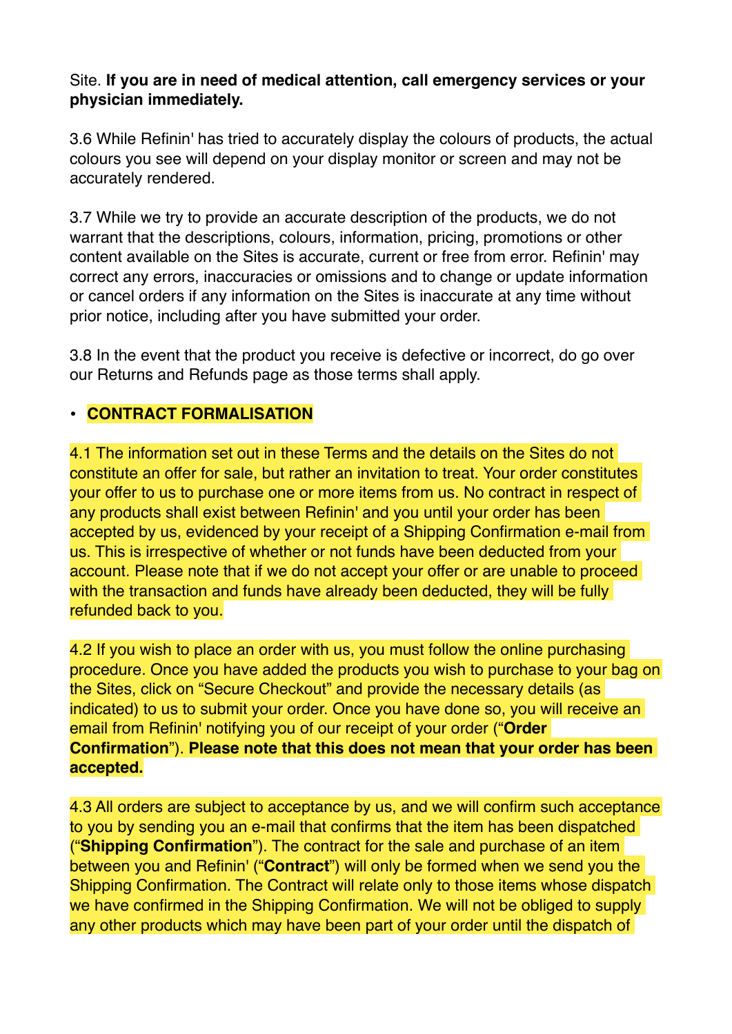Site. **If you are in need of medical attention, call emergency services or your physician immediately.**

3.6 While Refinin' has tried to accurately display the colours of products, the actual colours you see will depend on your display monitor or screen and may not be accurately rendered.

3.7 While we try to provide an accurate description of the products, we do not warrant that the descriptions, colours, information, pricing, promotions or other content available on the Sites is accurate, current or free from error. Refinin' may correct any errors, inaccuracies or omissions and to change or update information or cancel orders if any information on the Sites is inaccurate at any time without prior notice, including after you have submitted your order.

3.8 In the event that the product you receive is defective or incorrect, do go over our Returns and Refunds page as those terms shall apply.

- **CONTRACT FORMALISATION**

4.1 The information set out in these Terms and the details on the Sites do not constitute an offer for sale, but rather an invitation to treat. Your order constitutes your offer to us to purchase one or more items from us. No contract in respect of any products shall exist between Refinin' and you until your order has been accepted by us, evidenced by your receipt of a Shipping Confirmation e-mail from us. This is irrespective of whether or not funds have been deducted from your account. Please note that if we do not accept your offer or are unable to proceed with the transaction and funds have already been deducted, they will be fully refunded back to you.

4.2 If you wish to place an order with us, you must follow the online purchasing procedure. Once you have added the products you wish to purchase to your bag on the Sites, click on "Secure Checkout" and provide the necessary details (as indicated) to us to submit your order. Once you have done so, you will receive an email from Refinin' notifying you of our receipt of your order ("**Order Confirmation**"). **Please note that this does not mean that your order has been accepted.**

4.3 All orders are subject to acceptance by us, and we will confirm such acceptance to you by sending you an e-mail that confirms that the item has been dispatched ("**Shipping Confirmation**"). The contract for the sale and purchase of an item between you and Refinin' ("**Contract**") will only be formed when we send you the Shipping Confirmation. The Contract will relate only to those items whose dispatch we have confirmed in the Shipping Confirmation. We will not be obliged to supply any other products which may have been part of your order until the dispatch of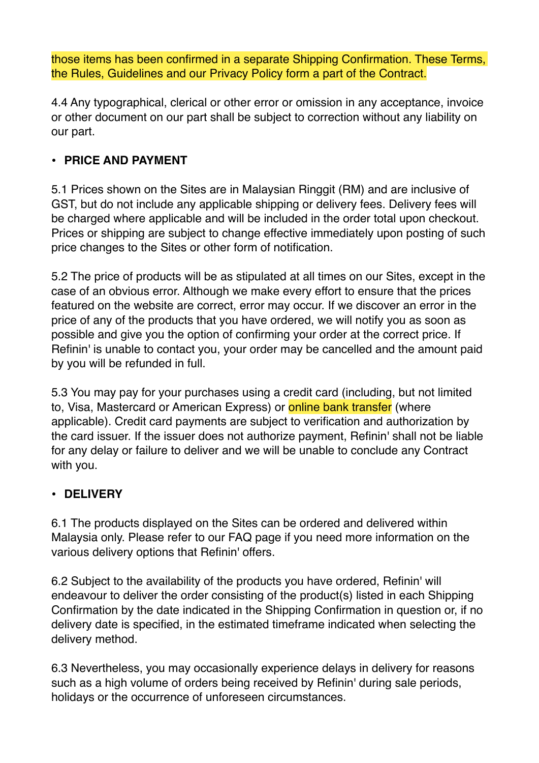those items has been confirmed in a separate Shipping Confirmation. These Terms, the Rules, Guidelines and our Privacy Policy form a part of the Contract.

4.4 Any typographical, clerical or other error or omission in any acceptance, invoice or other document on our part shall be subject to correction without any liability on our part.

- **PRICE AND PAYMENT**

5.1 Prices shown on the Sites are in Malaysian Ringgit (RM) and are inclusive of GST, but do not include any applicable shipping or delivery fees. Delivery fees will be charged where applicable and will be included in the order total upon checkout. Prices or shipping are subject to change effective immediately upon posting of such price changes to the Sites or other form of notification.

5.2 The price of products will be as stipulated at all times on our Sites, except in the case of an obvious error. Although we make every effort to ensure that the prices featured on the website are correct, error may occur. If we discover an error in the price of any of the products that you have ordered, we will notify you as soon as possible and give you the option of confirming your order at the correct price. If Refinin' is unable to contact you, your order may be cancelled and the amount paid by you will be refunded in full.

5.3 You may pay for your purchases using a credit card (including, but not limited to, Visa, Mastercard or American Express) or online bank transfer (where applicable). Credit card payments are subject to verification and authorization by the card issuer. If the issuer does not authorize payment, Refinin' shall not be liable for any delay or failure to deliver and we will be unable to conclude any Contract with you.

- **DELIVERY**

6.1 The products displayed on the Sites can be ordered and delivered within Malaysia only. Please refer to our FAQ page if you need more information on the various delivery options that Refinin' offers.

6.2 Subject to the availability of the products you have ordered, Refinin' will endeavour to deliver the order consisting of the product(s) listed in each Shipping Confirmation by the date indicated in the Shipping Confirmation in question or, if no delivery date is specified, in the estimated timeframe indicated when selecting the delivery method.

6.3 Nevertheless, you may occasionally experience delays in delivery for reasons such as a high volume of orders being received by Refinin' during sale periods, holidays or the occurrence of unforeseen circumstances.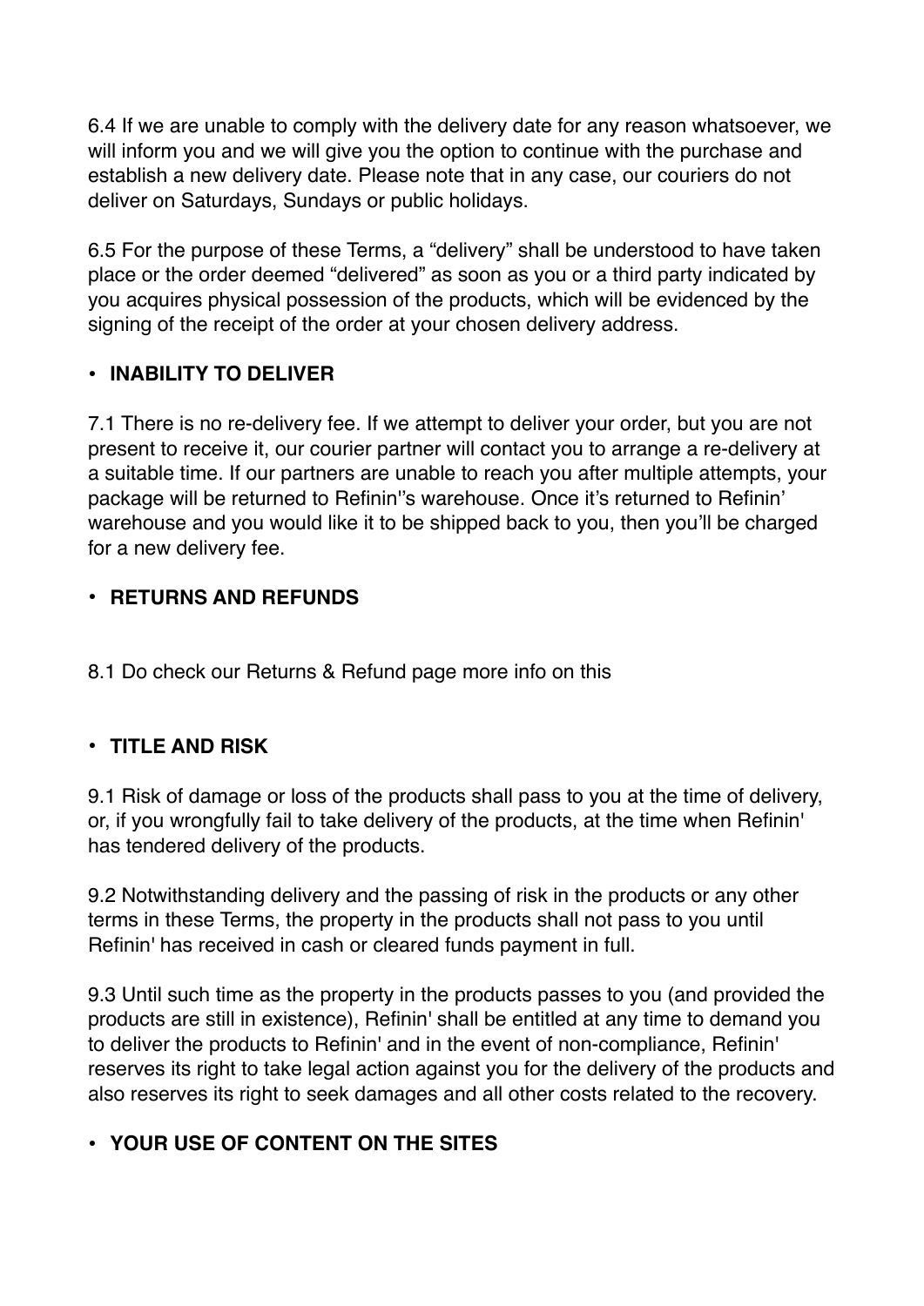6.4 If we are unable to comply with the delivery date for any reason whatsoever, we will inform you and we will give you the option to continue with the purchase and establish a new delivery date. Please note that in any case, our couriers do not deliver on Saturdays, Sundays or public holidays.

6.5 For the purpose of these Terms, a "delivery" shall be understood to have taken place or the order deemed "delivered" as soon as you or a third party indicated by you acquires physical possession of the products, which will be evidenced by the signing of the receipt of the order at your chosen delivery address.

- **INABILITY TO DELIVER**

7.1 There is no re-delivery fee. If we attempt to deliver your order, but you are not present to receive it, our courier partner will contact you to arrange a re-delivery at a suitable time. If our partners are unable to reach you after multiple attempts, your package will be returned to Refinin''s warehouse. Once it's returned to Refinin' warehouse and you would like it to be shipped back to you, then you'll be charged for a new delivery fee.

- **RETURNS AND REFUNDS**

8.1 Do check our Returns & Refund page more info on this

- **TITLE AND RISK**

9.1 Risk of damage or loss of the products shall pass to you at the time of delivery, or, if you wrongfully fail to take delivery of the products, at the time when Refinin' has tendered delivery of the products.

9.2 Notwithstanding delivery and the passing of risk in the products or any other terms in these Terms, the property in the products shall not pass to you until Refinin' has received in cash or cleared funds payment in full.

9.3 Until such time as the property in the products passes to you (and provided the products are still in existence), Refinin' shall be entitled at any time to demand you to deliver the products to Refinin' and in the event of non-compliance, Refinin' reserves its right to take legal action against you for the delivery of the products and also reserves its right to seek damages and all other costs related to the recovery.

- **YOUR USE OF CONTENT ON THE SITES**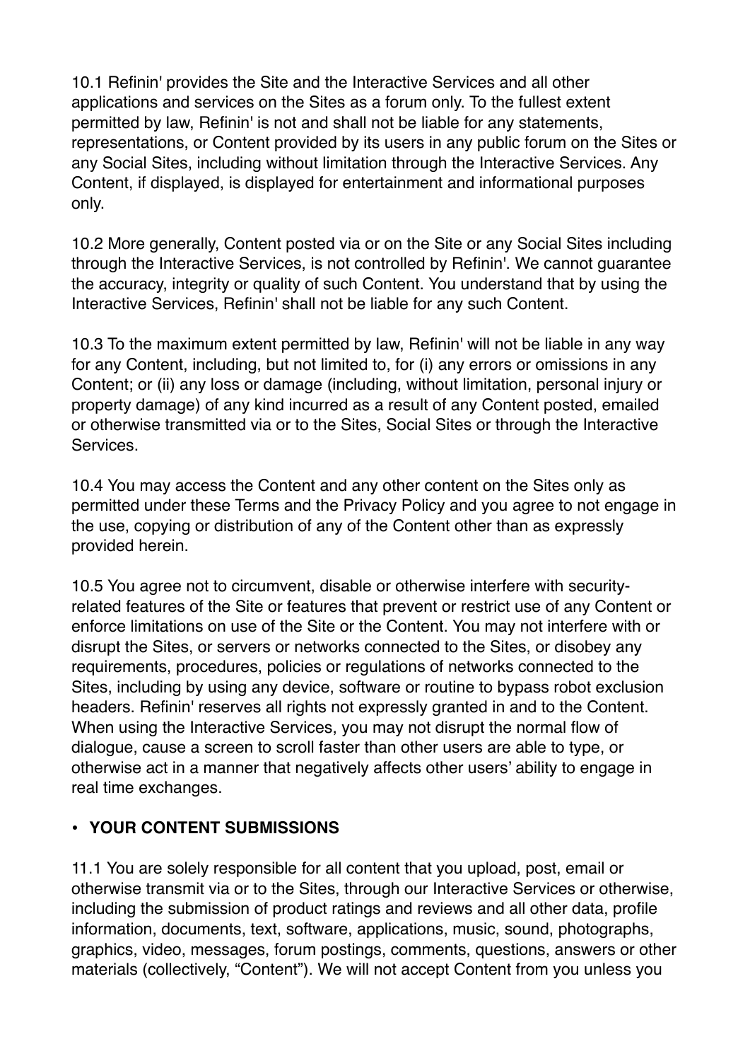10.1 Refinin' provides the Site and the Interactive Services and all other applications and services on the Sites as a forum only. To the fullest extent permitted by law, Refinin' is not and shall not be liable for any statements, representations, or Content provided by its users in any public forum on the Sites or any Social Sites, including without limitation through the Interactive Services. Any Content, if displayed, is displayed for entertainment and informational purposes only.

10.2 More generally, Content posted via or on the Site or any Social Sites including through the Interactive Services, is not controlled by Refinin'. We cannot guarantee the accuracy, integrity or quality of such Content. You understand that by using the Interactive Services, Refinin' shall not be liable for any such Content.

10.3 To the maximum extent permitted by law, Refinin' will not be liable in any way for any Content, including, but not limited to, for (i) any errors or omissions in any Content; or (ii) any loss or damage (including, without limitation, personal injury or property damage) of any kind incurred as a result of any Content posted, emailed or otherwise transmitted via or to the Sites, Social Sites or through the Interactive Services.

10.4 You may access the Content and any other content on the Sites only as permitted under these Terms and the Privacy Policy and you agree to not engage in the use, copying or distribution of any of the Content other than as expressly provided herein.

10.5 You agree not to circumvent, disable or otherwise interfere with security-related features of the Site or features that prevent or restrict use of any Content or enforce limitations on use of the Site or the Content. You may not interfere with or disrupt the Sites, or servers or networks connected to the Sites, or disobey any requirements, procedures, policies or regulations of networks connected to the Sites, including by using any device, software or routine to bypass robot exclusion headers. Refinin' reserves all rights not expressly granted in and to the Content. When using the Interactive Services, you may not disrupt the normal flow of dialogue, cause a screen to scroll faster than other users are able to type, or otherwise act in a manner that negatively affects other users' ability to engage in real time exchanges.

- **YOUR CONTENT SUBMISSIONS**

11.1 You are solely responsible for all content that you upload, post, email or otherwise transmit via or to the Sites, through our Interactive Services or otherwise, including the submission of product ratings and reviews and all other data, profile information, documents, text, software, applications, music, sound, photographs, graphics, video, messages, forum postings, comments, questions, answers or other materials (collectively, "Content"). We will not accept Content from you unless you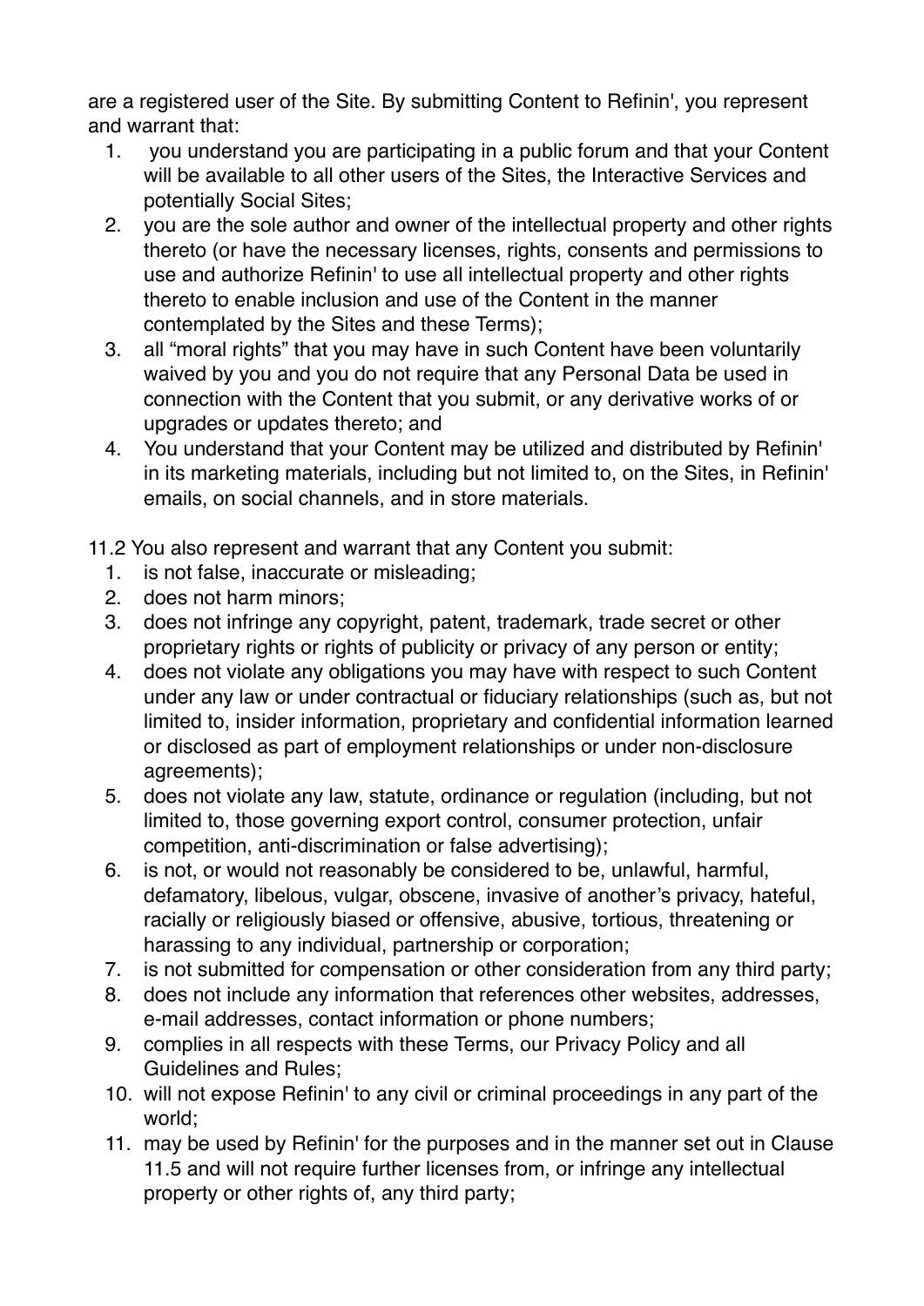are a registered user of the Site. By submitting Content to Refinin', you represent and warrant that:

1. you understand you are participating in a public forum and that your Content will be available to all other users of the Sites, the Interactive Services and potentially Social Sites;
2. you are the sole author and owner of the intellectual property and other rights thereto (or have the necessary licenses, rights, consents and permissions to use and authorize Refinin' to use all intellectual property and other rights thereto to enable inclusion and use of the Content in the manner contemplated by the Sites and these Terms);
3. all "moral rights" that you may have in such Content have been voluntarily waived by you and you do not require that any Personal Data be used in connection with the Content that you submit, or any derivative works of or upgrades or updates thereto; and
4. You understand that your Content may be utilized and distributed by Refinin' in its marketing materials, including but not limited to, on the Sites, in Refinin' emails, on social channels, and in store materials.

11.2 You also represent and warrant that any Content you submit:

1. is not false, inaccurate or misleading;
2. does not harm minors;
3. does not infringe any copyright, patent, trademark, trade secret or other proprietary rights or rights of publicity or privacy of any person or entity;
4. does not violate any obligations you may have with respect to such Content under any law or under contractual or fiduciary relationships (such as, but not limited to, insider information, proprietary and confidential information learned or disclosed as part of employment relationships or under non-disclosure agreements);
5. does not violate any law, statute, ordinance or regulation (including, but not limited to, those governing export control, consumer protection, unfair competition, anti-discrimination or false advertising);
6. is not, or would not reasonably be considered to be, unlawful, harmful, defamatory, libelous, vulgar, obscene, invasive of another's privacy, hateful, racially or religiously biased or offensive, abusive, tortious, threatening or harassing to any individual, partnership or corporation;
7. is not submitted for compensation or other consideration from any third party;
8. does not include any information that references other websites, addresses, e-mail addresses, contact information or phone numbers;
9. complies in all respects with these Terms, our Privacy Policy and all Guidelines and Rules;
10. will not expose Refinin' to any civil or criminal proceedings in any part of the world;
11. may be used by Refinin' for the purposes and in the manner set out in Clause 11.5 and will not require further licenses from, or infringe any intellectual property or other rights of, any third party;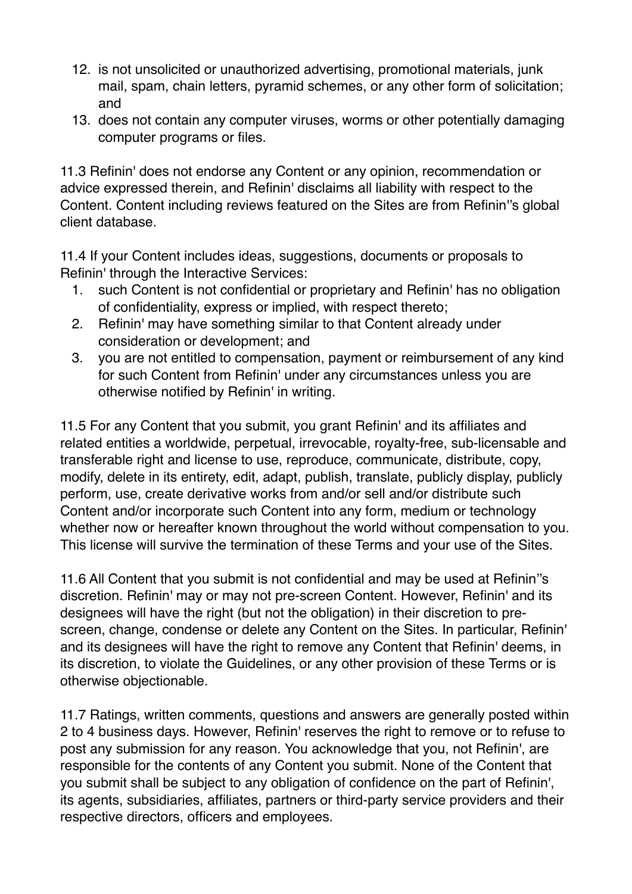12. is not unsolicited or unauthorized advertising, promotional materials, junk mail, spam, chain letters, pyramid schemes, or any other form of solicitation; and
13. does not contain any computer viruses, worms or other potentially damaging computer programs or files.

11.3 Refinin' does not endorse any Content or any opinion, recommendation or advice expressed therein, and Refinin' disclaims all liability with respect to the Content. Content including reviews featured on the Sites are from Refinin''s global client database.

11.4 If your Content includes ideas, suggestions, documents or proposals to Refinin' through the Interactive Services:

1. such Content is not confidential or proprietary and Refinin' has no obligation of confidentiality, express or implied, with respect thereto;
2. Refinin' may have something similar to that Content already under consideration or development; and
3. you are not entitled to compensation, payment or reimbursement of any kind for such Content from Refinin' under any circumstances unless you are otherwise notified by Refinin' in writing.

11.5 For any Content that you submit, you grant Refinin' and its affiliates and related entities a worldwide, perpetual, irrevocable, royalty-free, sub-licensable and transferable right and license to use, reproduce, communicate, distribute, copy, modify, delete in its entirety, edit, adapt, publish, translate, publicly display, publicly perform, use, create derivative works from and/or sell and/or distribute such Content and/or incorporate such Content into any form, medium or technology whether now or hereafter known throughout the world without compensation to you. This license will survive the termination of these Terms and your use of the Sites.

11.6 All Content that you submit is not confidential and may be used at Refinin''s discretion. Refinin' may or may not pre-screen Content. However, Refinin' and its designees will have the right (but not the obligation) in their discretion to pre-screen, change, condense or delete any Content on the Sites. In particular, Refinin' and its designees will have the right to remove any Content that Refinin' deems, in its discretion, to violate the Guidelines, or any other provision of these Terms or is otherwise objectionable.

11.7 Ratings, written comments, questions and answers are generally posted within 2 to 4 business days. However, Refinin' reserves the right to remove or to refuse to post any submission for any reason. You acknowledge that you, not Refinin', are responsible for the contents of any Content you submit. None of the Content that you submit shall be subject to any obligation of confidence on the part of Refinin', its agents, subsidiaries, affiliates, partners or third-party service providers and their respective directors, officers and employees.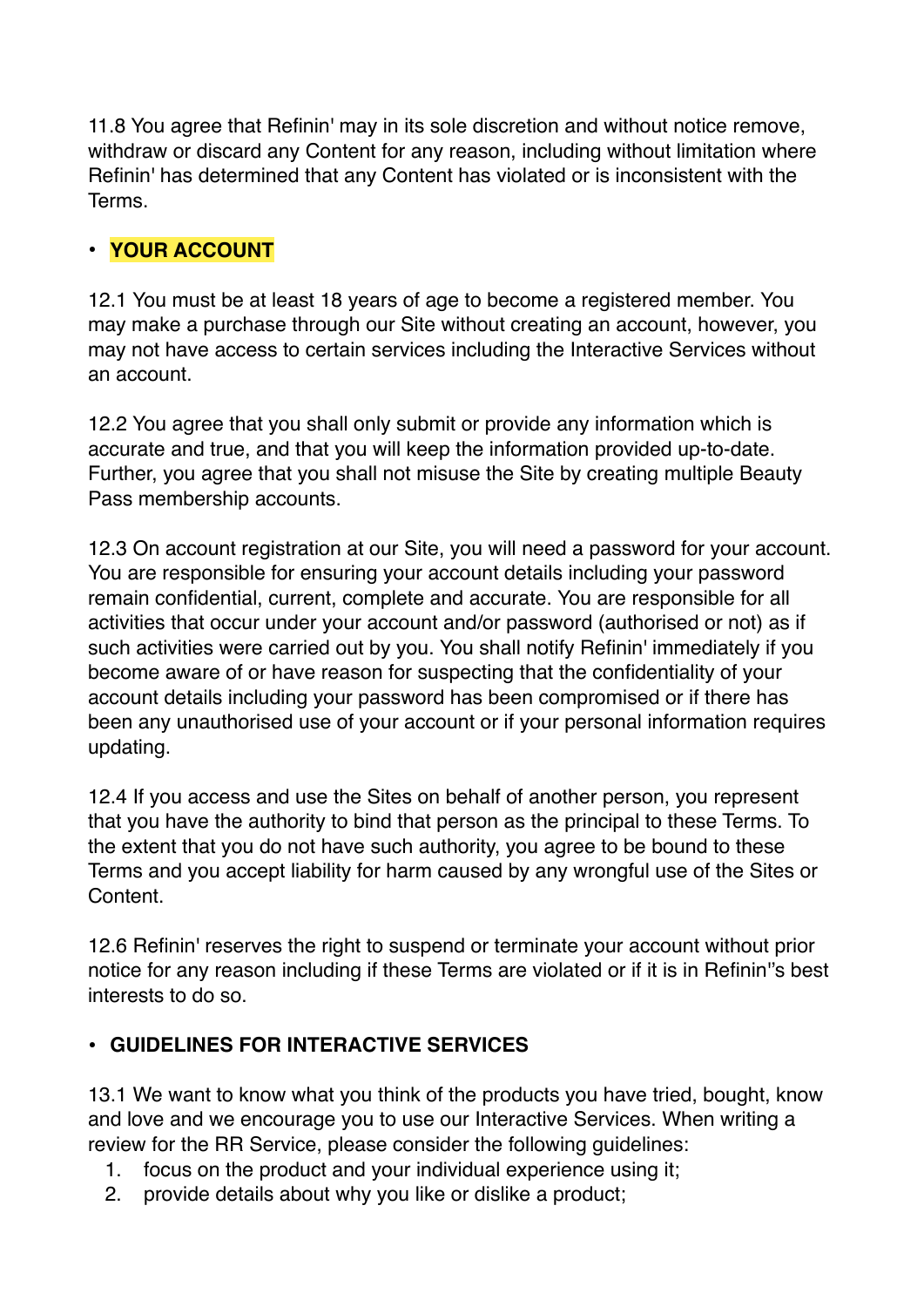11.8 You agree that Refinin' may in its sole discretion and without notice remove, withdraw or discard any Content for any reason, including without limitation where Refinin' has determined that any Content has violated or is inconsistent with the Terms.

- **YOUR ACCOUNT**

12.1 You must be at least 18 years of age to become a registered member. You may make a purchase through our Site without creating an account, however, you may not have access to certain services including the Interactive Services without an account.

12.2 You agree that you shall only submit or provide any information which is accurate and true, and that you will keep the information provided up-to-date. Further, you agree that you shall not misuse the Site by creating multiple Beauty Pass membership accounts.

12.3 On account registration at our Site, you will need a password for your account. You are responsible for ensuring your account details including your password remain confidential, current, complete and accurate. You are responsible for all activities that occur under your account and/or password (authorised or not) as if such activities were carried out by you. You shall notify Refinin' immediately if you become aware of or have reason for suspecting that the confidentiality of your account details including your password has been compromised or if there has been any unauthorised use of your account or if your personal information requires updating.

12.4 If you access and use the Sites on behalf of another person, you represent that you have the authority to bind that person as the principal to these Terms. To the extent that you do not have such authority, you agree to be bound to these Terms and you accept liability for harm caused by any wrongful use of the Sites or Content.

12.6 Refinin' reserves the right to suspend or terminate your account without prior notice for any reason including if these Terms are violated or if it is in Refinin''s best interests to do so.

- **GUIDELINES FOR INTERACTIVE SERVICES**

13.1 We want to know what you think of the products you have tried, bought, know and love and we encourage you to use our Interactive Services. When writing a review for the RR Service, please consider the following guidelines:

1. focus on the product and your individual experience using it;
2. provide details about why you like or dislike a product;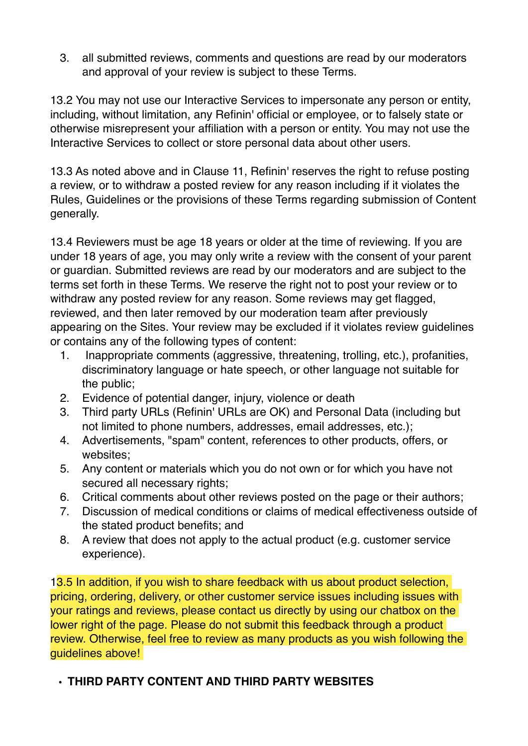3. all submitted reviews, comments and questions are read by our moderators and approval of your review is subject to these Terms.

13.2 You may not use our Interactive Services to impersonate any person or entity, including, without limitation, any Refinin' official or employee, or to falsely state or otherwise misrepresent your affiliation with a person or entity. You may not use the Interactive Services to collect or store personal data about other users.

13.3 As noted above and in Clause 11, Refinin' reserves the right to refuse posting a review, or to withdraw a posted review for any reason including if it violates the Rules, Guidelines or the provisions of these Terms regarding submission of Content generally.

13.4 Reviewers must be age 18 years or older at the time of reviewing. If you are under 18 years of age, you may only write a review with the consent of your parent or guardian. Submitted reviews are read by our moderators and are subject to the terms set forth in these Terms. We reserve the right not to post your review or to withdraw any posted review for any reason. Some reviews may get flagged, reviewed, and then later removed by our moderation team after previously appearing on the Sites. Your review may be excluded if it violates review guidelines or contains any of the following types of content:

1. Inappropriate comments (aggressive, threatening, trolling, etc.), profanities, discriminatory language or hate speech, or other language not suitable for the public;
2. Evidence of potential danger, injury, violence or death
3. Third party URLs (Refinin' URLs are OK) and Personal Data (including but not limited to phone numbers, addresses, email addresses, etc.);
4. Advertisements, "spam" content, references to other products, offers, or websites;
5. Any content or materials which you do not own or for which you have not secured all necessary rights;
6. Critical comments about other reviews posted on the page or their authors;
7. Discussion of medical conditions or claims of medical effectiveness outside of the stated product benefits; and
8. A review that does not apply to the actual product (e.g. customer service experience).

13.5 In addition, if you wish to share feedback with us about product selection, pricing, ordering, delivery, or other customer service issues including issues with your ratings and reviews, please contact us directly by using our chatbox on the lower right of the page. Please do not submit this feedback through a product review. Otherwise, feel free to review as many products as you wish following the guidelines above!

- **THIRD PARTY CONTENT AND THIRD PARTY WEBSITES**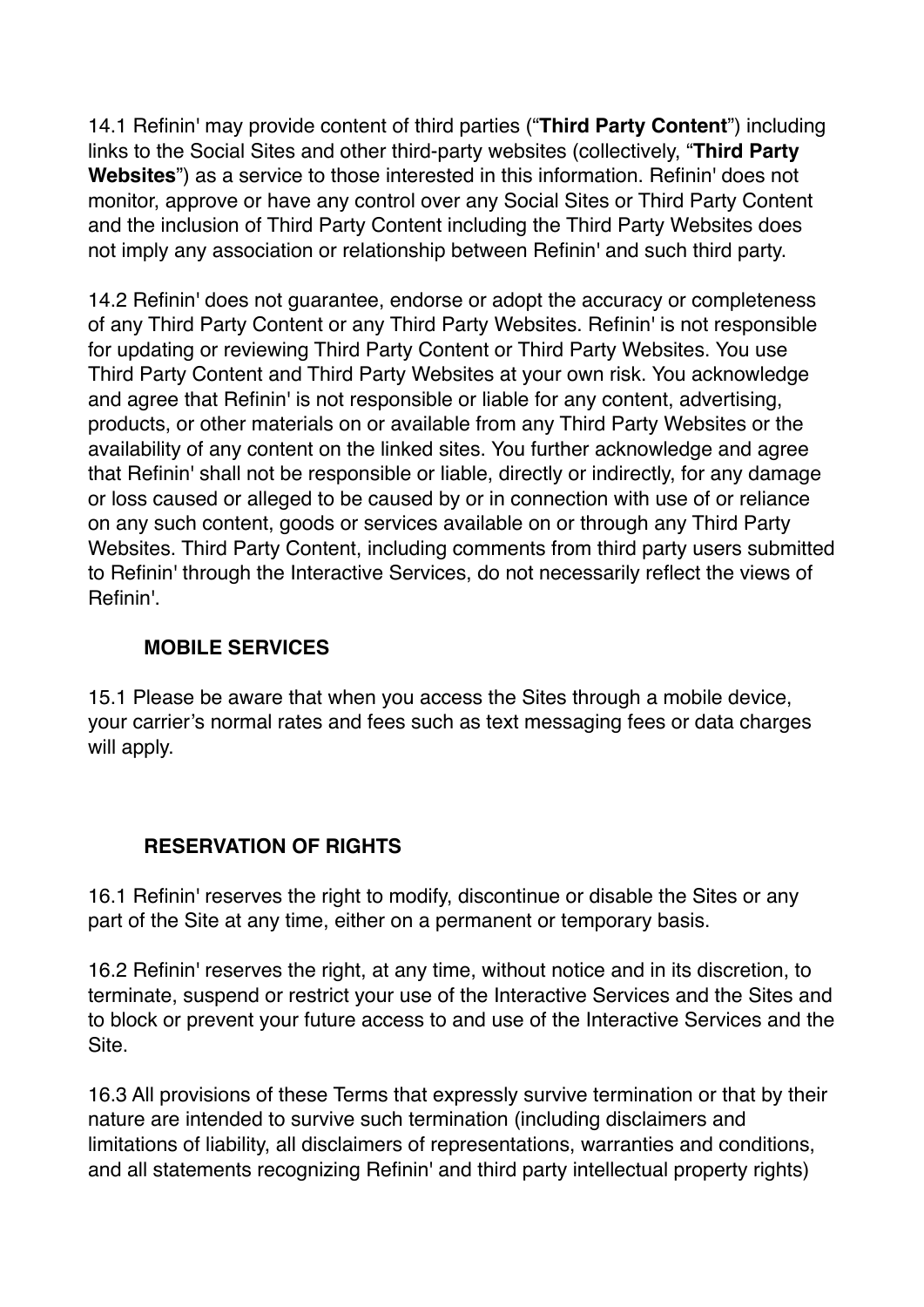14.1 Refinin' may provide content of third parties ("**Third Party Content**") including links to the Social Sites and other third-party websites (collectively, "**Third Party Websites**") as a service to those interested in this information. Refinin' does not monitor, approve or have any control over any Social Sites or Third Party Content and the inclusion of Third Party Content including the Third Party Websites does not imply any association or relationship between Refinin' and such third party.

14.2 Refinin' does not guarantee, endorse or adopt the accuracy or completeness of any Third Party Content or any Third Party Websites. Refinin' is not responsible for updating or reviewing Third Party Content or Third Party Websites. You use Third Party Content and Third Party Websites at your own risk. You acknowledge and agree that Refinin' is not responsible or liable for any content, advertising, products, or other materials on or available from any Third Party Websites or the availability of any content on the linked sites. You further acknowledge and agree that Refinin' shall not be responsible or liable, directly or indirectly, for any damage or loss caused or alleged to be caused by or in connection with use of or reliance on any such content, goods or services available on or through any Third Party Websites. Third Party Content, including comments from third party users submitted to Refinin' through the Interactive Services, do not necessarily reflect the views of Refinin'.

## MOBILE SERVICES

15.1 Please be aware that when you access the Sites through a mobile device, your carrier's normal rates and fees such as text messaging fees or data charges will apply.

## RESERVATION OF RIGHTS

16.1 Refinin' reserves the right to modify, discontinue or disable the Sites or any part of the Site at any time, either on a permanent or temporary basis.

16.2 Refinin' reserves the right, at any time, without notice and in its discretion, to terminate, suspend or restrict your use of the Interactive Services and the Sites and to block or prevent your future access to and use of the Interactive Services and the Site.

16.3 All provisions of these Terms that expressly survive termination or that by their nature are intended to survive such termination (including disclaimers and limitations of liability, all disclaimers of representations, warranties and conditions, and all statements recognizing Refinin' and third party intellectual property rights)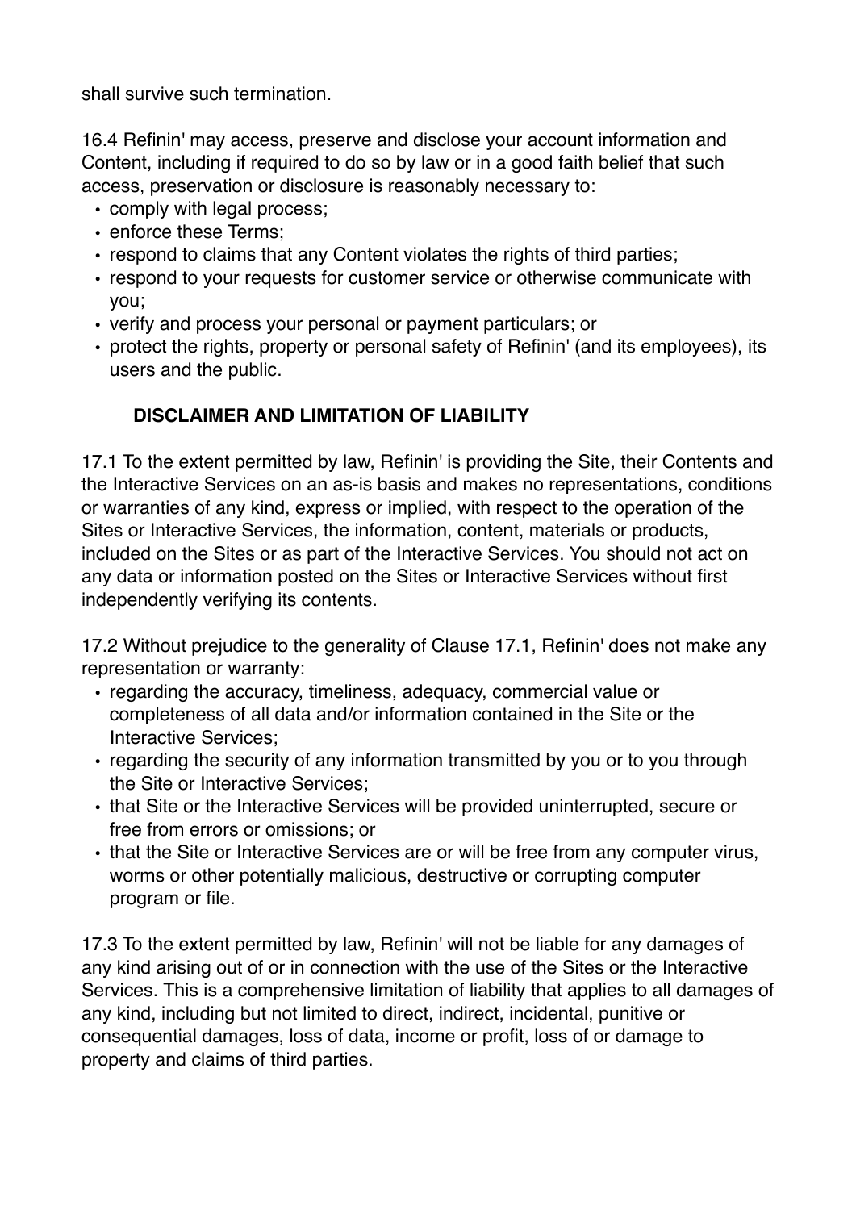shall survive such termination.

16.4 Refinin' may access, preserve and disclose your account information and Content, including if required to do so by law or in a good faith belief that such access, preservation or disclosure is reasonably necessary to:

- comply with legal process;
- enforce these Terms;
- respond to claims that any Content violates the rights of third parties;
- respond to your requests for customer service or otherwise communicate with you;
- verify and process your personal or payment particulars; or
- protect the rights, property or personal safety of Refinin' (and its employees), its users and the public.

## DISCLAIMER AND LIMITATION OF LIABILITY

17.1 To the extent permitted by law, Refinin' is providing the Site, their Contents and the Interactive Services on an as-is basis and makes no representations, conditions or warranties of any kind, express or implied, with respect to the operation of the Sites or Interactive Services, the information, content, materials or products, included on the Sites or as part of the Interactive Services. You should not act on any data or information posted on the Sites or Interactive Services without first independently verifying its contents.

17.2 Without prejudice to the generality of Clause 17.1, Refinin' does not make any representation or warranty:

- regarding the accuracy, timeliness, adequacy, commercial value or completeness of all data and/or information contained in the Site or the Interactive Services;
- regarding the security of any information transmitted by you or to you through the Site or Interactive Services;
- that Site or the Interactive Services will be provided uninterrupted, secure or free from errors or omissions; or
- that the Site or Interactive Services are or will be free from any computer virus, worms or other potentially malicious, destructive or corrupting computer program or file.

17.3 To the extent permitted by law, Refinin' will not be liable for any damages of any kind arising out of or in connection with the use of the Sites or the Interactive Services. This is a comprehensive limitation of liability that applies to all damages of any kind, including but not limited to direct, indirect, incidental, punitive or consequential damages, loss of data, income or profit, loss of or damage to property and claims of third parties.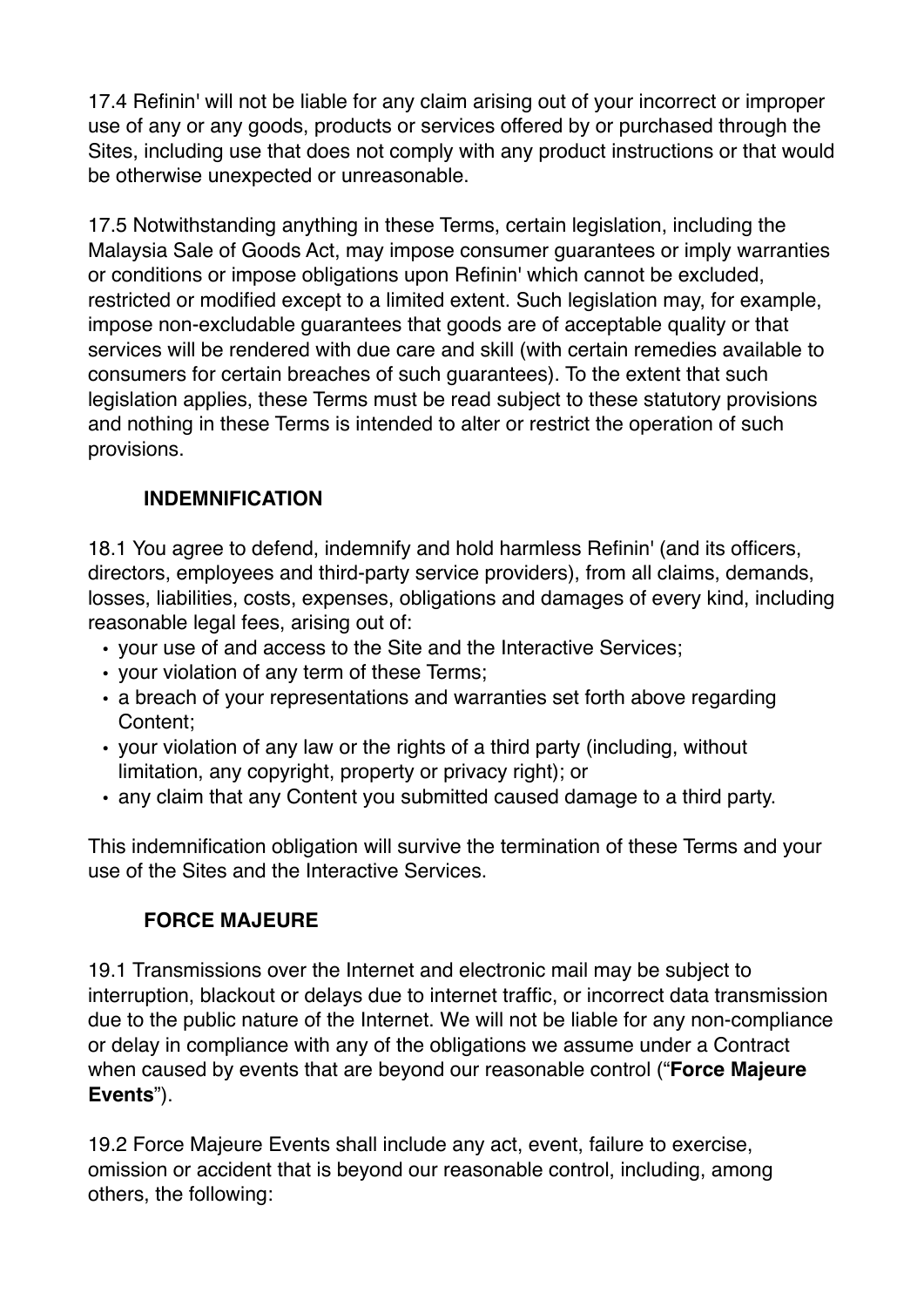17.4 Refinin' will not be liable for any claim arising out of your incorrect or improper use of any or any goods, products or services offered by or purchased through the Sites, including use that does not comply with any product instructions or that would be otherwise unexpected or unreasonable.

17.5 Notwithstanding anything in these Terms, certain legislation, including the Malaysia Sale of Goods Act, may impose consumer guarantees or imply warranties or conditions or impose obligations upon Refinin' which cannot be excluded, restricted or modified except to a limited extent. Such legislation may, for example, impose non-excludable guarantees that goods are of acceptable quality or that services will be rendered with due care and skill (with certain remedies available to consumers for certain breaches of such guarantees). To the extent that such legislation applies, these Terms must be read subject to these statutory provisions and nothing in these Terms is intended to alter or restrict the operation of such provisions.

## INDEMNIFICATION

18.1 You agree to defend, indemnify and hold harmless Refinin' (and its officers, directors, employees and third-party service providers), from all claims, demands, losses, liabilities, costs, expenses, obligations and damages of every kind, including reasonable legal fees, arising out of:

- your use of and access to the Site and the Interactive Services;
- your violation of any term of these Terms;
- a breach of your representations and warranties set forth above regarding Content;
- your violation of any law or the rights of a third party (including, without limitation, any copyright, property or privacy right); or
- any claim that any Content you submitted caused damage to a third party.

This indemnification obligation will survive the termination of these Terms and your use of the Sites and the Interactive Services.

## FORCE MAJEURE

19.1 Transmissions over the Internet and electronic mail may be subject to interruption, blackout or delays due to internet traffic, or incorrect data transmission due to the public nature of the Internet. We will not be liable for any non-compliance or delay in compliance with any of the obligations we assume under a Contract when caused by events that are beyond our reasonable control ("**Force Majeure Events**").

19.2 Force Majeure Events shall include any act, event, failure to exercise, omission or accident that is beyond our reasonable control, including, among others, the following: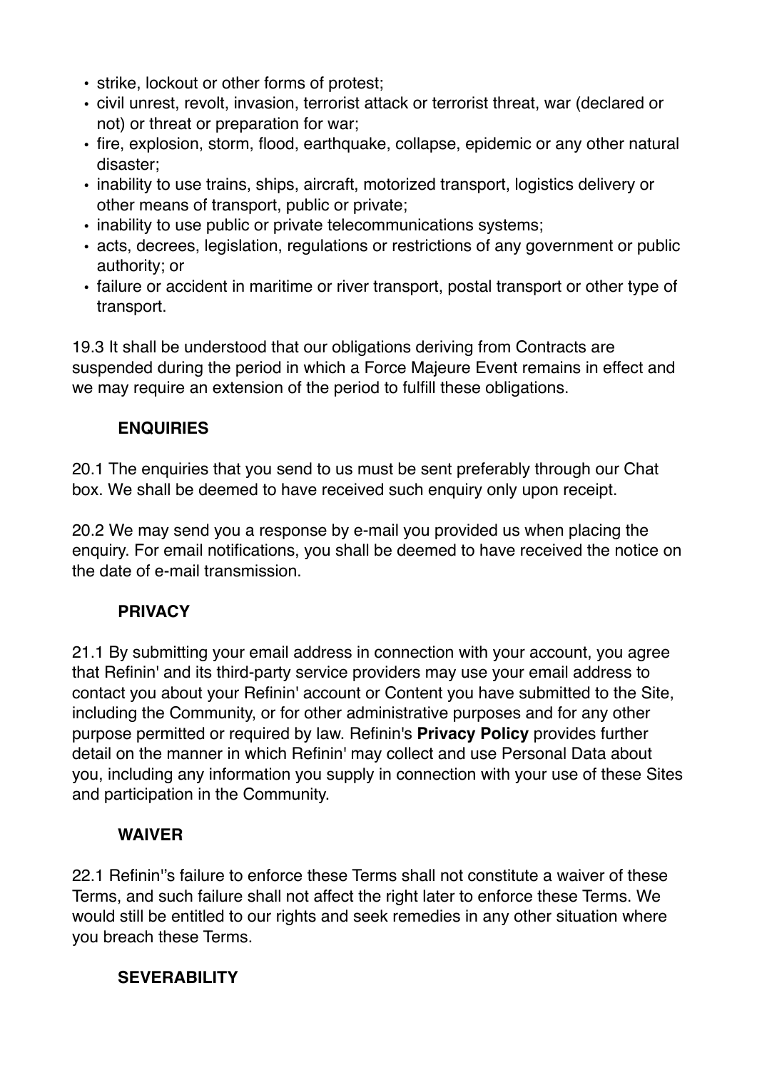- strike, lockout or other forms of protest;
- civil unrest, revolt, invasion, terrorist attack or terrorist threat, war (declared or not) or threat or preparation for war;
- fire, explosion, storm, flood, earthquake, collapse, epidemic or any other natural disaster;
- inability to use trains, ships, aircraft, motorized transport, logistics delivery or other means of transport, public or private;
- inability to use public or private telecommunications systems;
- acts, decrees, legislation, regulations or restrictions of any government or public authority; or
- failure or accident in maritime or river transport, postal transport or other type of transport.

19.3 It shall be understood that our obligations deriving from Contracts are suspended during the period in which a Force Majeure Event remains in effect and we may require an extension of the period to fulfill these obligations.

## ENQUIRIES

20.1 The enquiries that you send to us must be sent preferably through our Chat box. We shall be deemed to have received such enquiry only upon receipt.

20.2 We may send you a response by e-mail you provided us when placing the enquiry. For email notifications, you shall be deemed to have received the notice on the date of e-mail transmission.

## PRIVACY

21.1 By submitting your email address in connection with your account, you agree that Refinin' and its third-party service providers may use your email address to contact you about your Refinin' account or Content you have submitted to the Site, including the Community, or for other administrative purposes and for any other purpose permitted or required by law. Refinin's **Privacy Policy** provides further detail on the manner in which Refinin' may collect and use Personal Data about you, including any information you supply in connection with your use of these Sites and participation in the Community.

## WAIVER

22.1 Refinin''s failure to enforce these Terms shall not constitute a waiver of these Terms, and such failure shall not affect the right later to enforce these Terms. We would still be entitled to our rights and seek remedies in any other situation where you breach these Terms.

## SEVERABILITY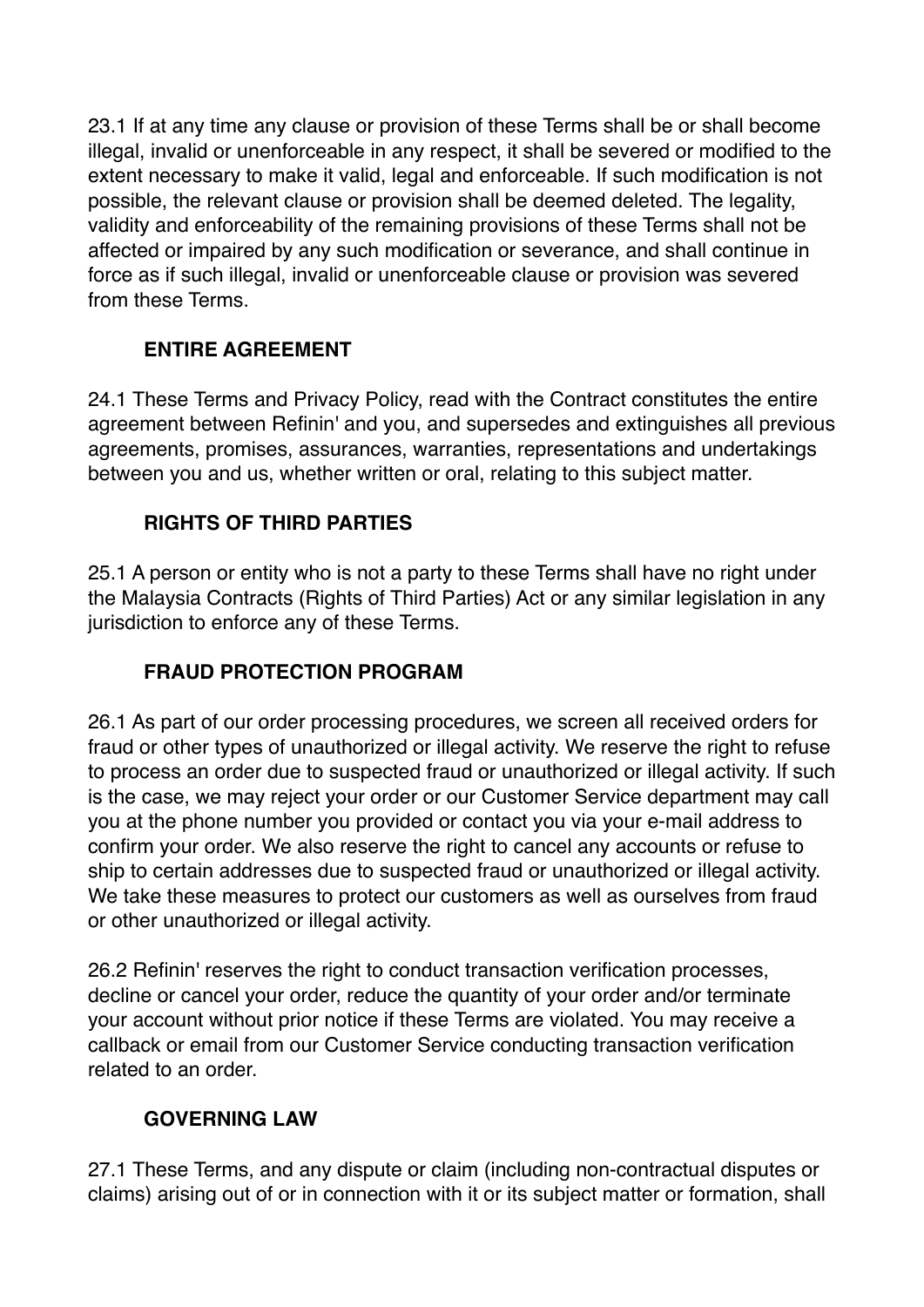23.1 If at any time any clause or provision of these Terms shall be or shall become illegal, invalid or unenforceable in any respect, it shall be severed or modified to the extent necessary to make it valid, legal and enforceable. If such modification is not possible, the relevant clause or provision shall be deemed deleted. The legality, validity and enforceability of the remaining provisions of these Terms shall not be affected or impaired by any such modification or severance, and shall continue in force as if such illegal, invalid or unenforceable clause or provision was severed from these Terms.

## ENTIRE AGREEMENT

24.1 These Terms and Privacy Policy, read with the Contract constitutes the entire agreement between Refinin' and you, and supersedes and extinguishes all previous agreements, promises, assurances, warranties, representations and undertakings between you and us, whether written or oral, relating to this subject matter.

## RIGHTS OF THIRD PARTIES

25.1 A person or entity who is not a party to these Terms shall have no right under the Malaysia Contracts (Rights of Third Parties) Act or any similar legislation in any jurisdiction to enforce any of these Terms.

## FRAUD PROTECTION PROGRAM

26.1 As part of our order processing procedures, we screen all received orders for fraud or other types of unauthorized or illegal activity. We reserve the right to refuse to process an order due to suspected fraud or unauthorized or illegal activity. If such is the case, we may reject your order or our Customer Service department may call you at the phone number you provided or contact you via your e-mail address to confirm your order. We also reserve the right to cancel any accounts or refuse to ship to certain addresses due to suspected fraud or unauthorized or illegal activity. We take these measures to protect our customers as well as ourselves from fraud or other unauthorized or illegal activity.

26.2 Refinin' reserves the right to conduct transaction verification processes, decline or cancel your order, reduce the quantity of your order and/or terminate your account without prior notice if these Terms are violated. You may receive a callback or email from our Customer Service conducting transaction verification related to an order.

## GOVERNING LAW

27.1 These Terms, and any dispute or claim (including non-contractual disputes or claims) arising out of or in connection with it or its subject matter or formation, shall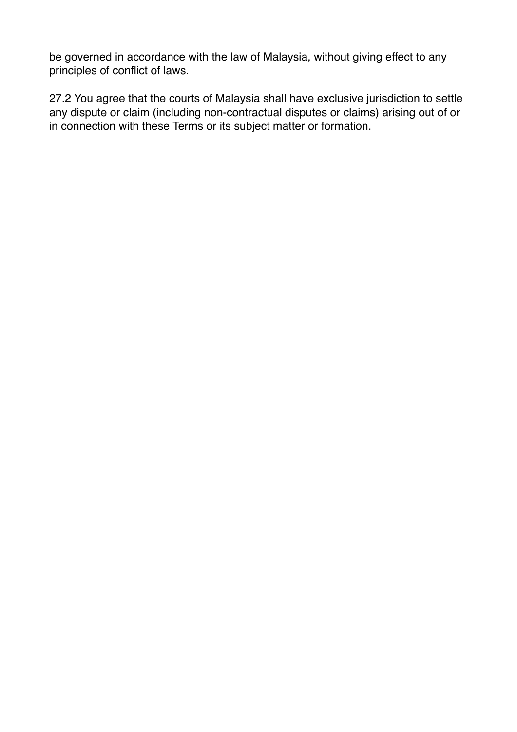be governed in accordance with the law of Malaysia, without giving effect to any principles of conflict of laws.

27.2 You agree that the courts of Malaysia shall have exclusive jurisdiction to settle any dispute or claim (including non-contractual disputes or claims) arising out of or in connection with these Terms or its subject matter or formation.